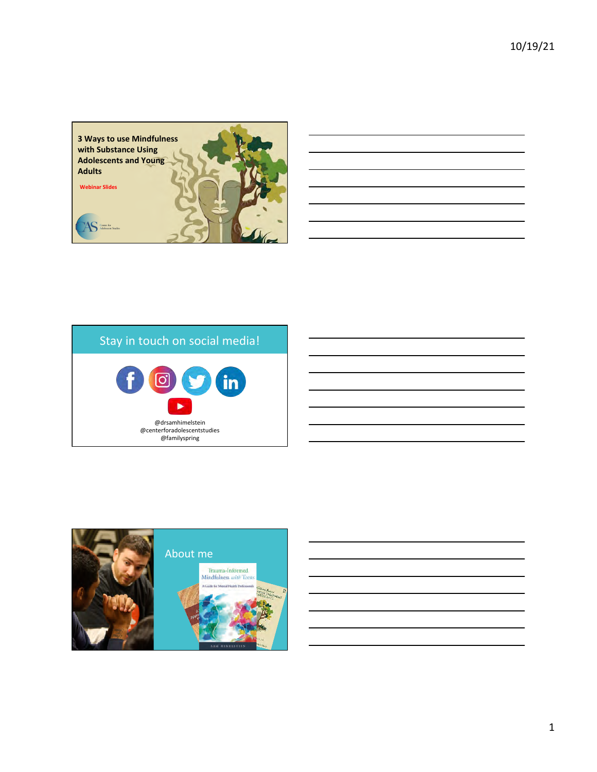## 3 Ways to use Mindfulness with Substance Using Adolescents and Young Adults

**Webinar Slides**

## Stay in touch on social media!

@drsamhimelstein
@centerforadolescentstudies
@familyspring

## About me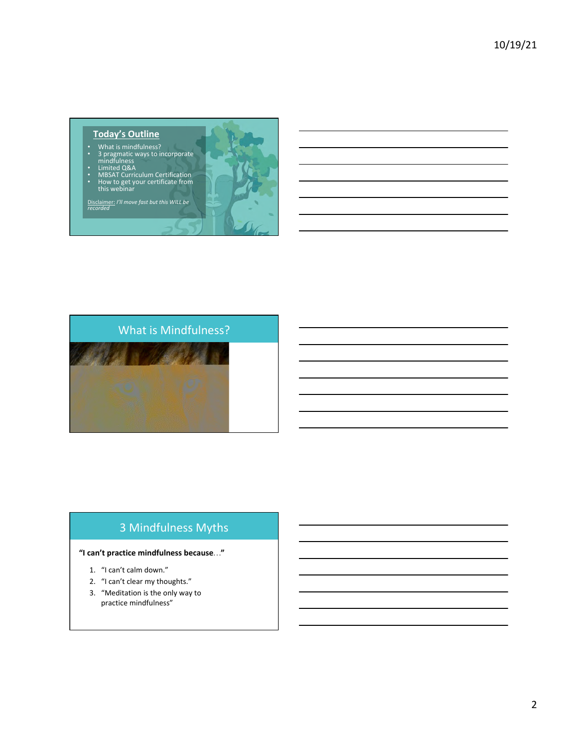## Today's Outline

- What is mindfulness?
- 3 pragmatic ways to incorporate mindfulness
- Limited Q&A
- MBSAT Curriculum Certification
- How to get your certificate from this webinar

Disclaimer: *I'll move fast but this WILL be recorded*

## What is Mindfulness?

## 3 Mindfulness Myths

**"I can't practice mindfulness because…"**

1. "I can't calm down."
2. "I can't clear my thoughts."
3. "Meditation is the only way to practice mindfulness"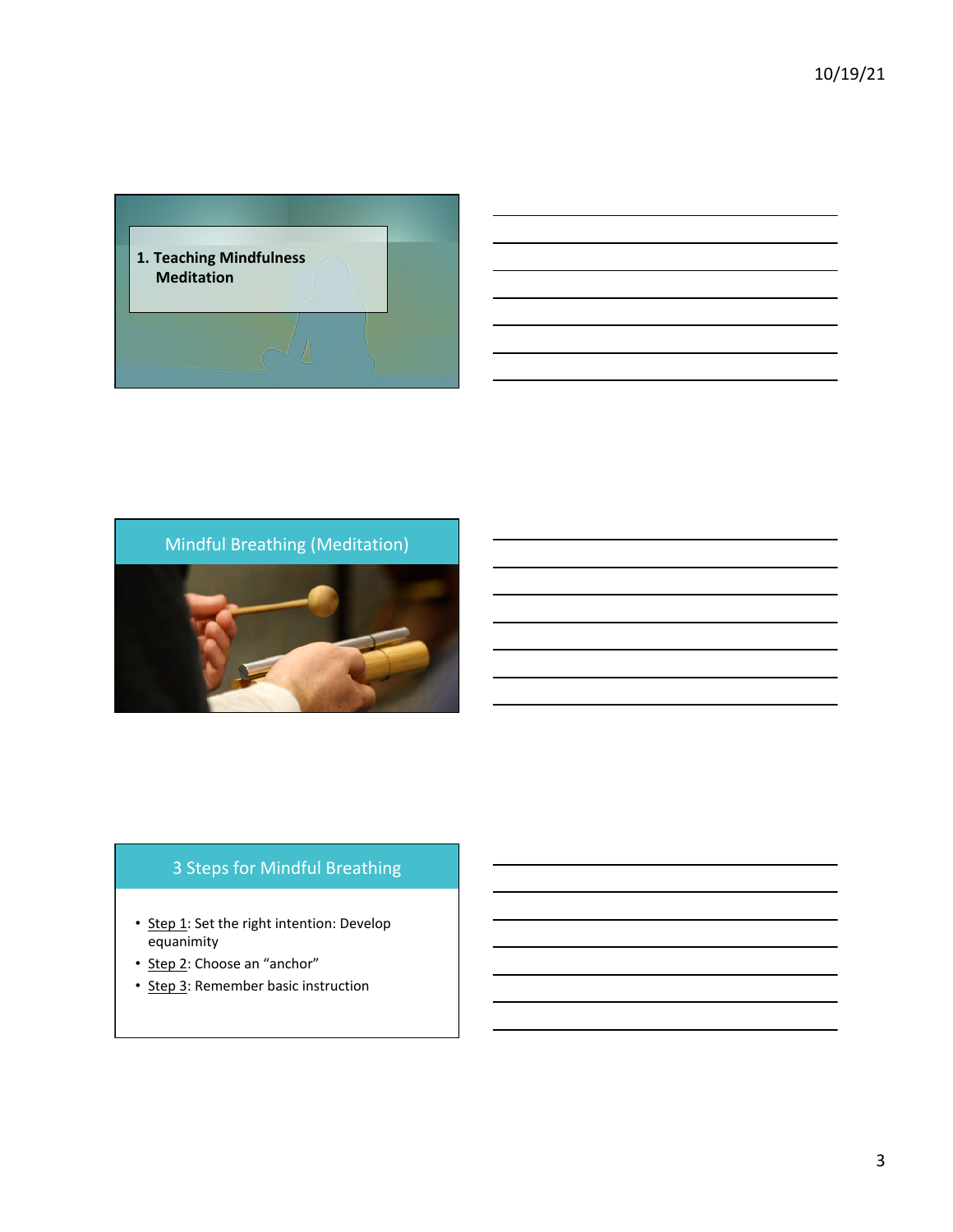## 1. Teaching Mindfulness Meditation

## Mindful Breathing (Meditation)

## 3 Steps for Mindful Breathing

- Step 1: Set the right intention: Develop equanimity
- Step 2: Choose an "anchor"
- Step 3: Remember basic instruction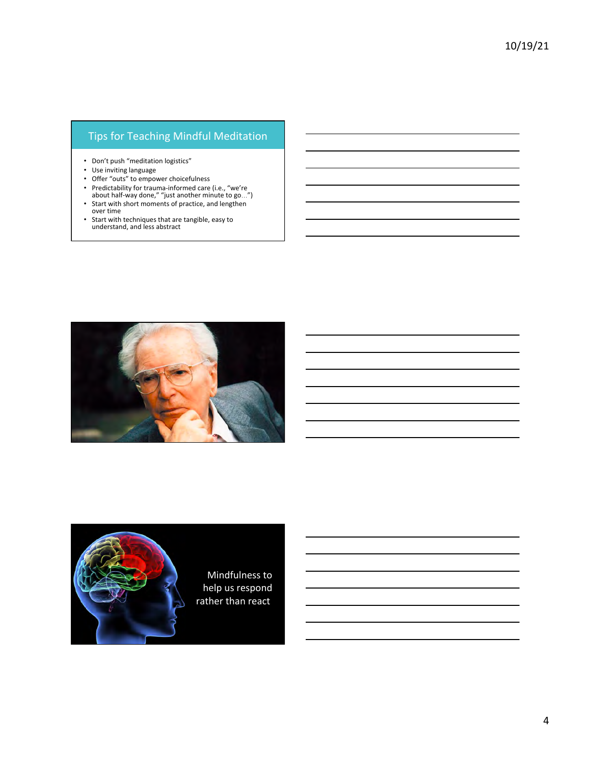## Tips for Teaching Mindful Meditation

- Don't push "meditation logistics"
- Use inviting language
- Offer "outs" to empower choicefulness
- Predictability for trauma-informed care (i.e., "we're about half-way done," "just another minute to go…")
- Start with short moments of practice, and lengthen over time
- Start with techniques that are tangible, easy to understand, and less abstract

Mindfulness to help us respond rather than react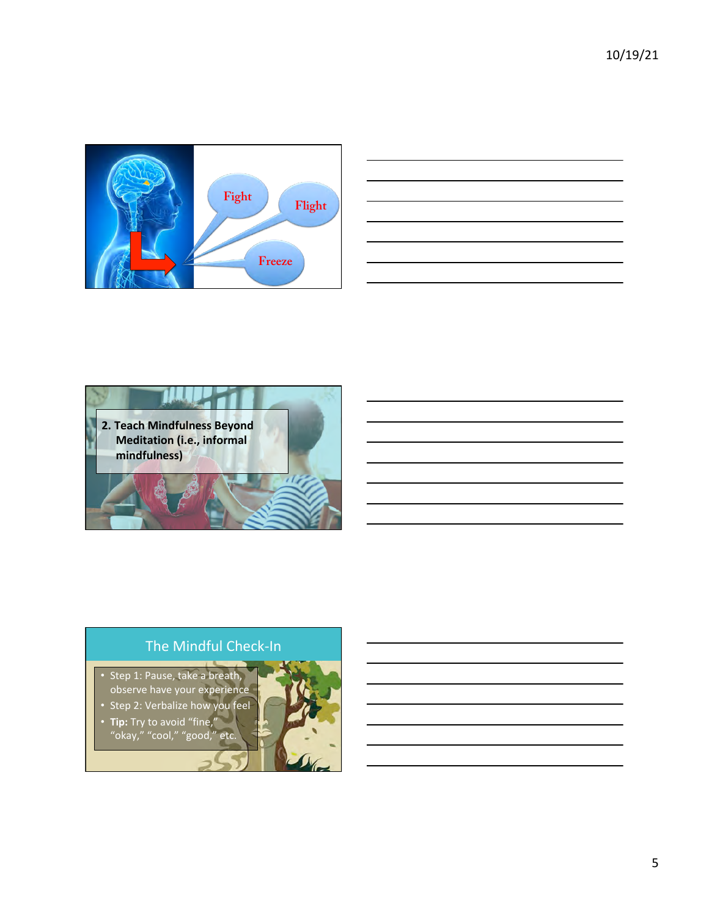Fight

Flight

Freeze

**2. Teach Mindfulness Beyond Meditation (i.e., informal mindfulness)**

## The Mindful Check-In

- Step 1: Pause, take a breath, observe have your experience
- Step 2: Verbalize how you feel
- **Tip:** Try to avoid "fine," "okay," "cool," "good," etc.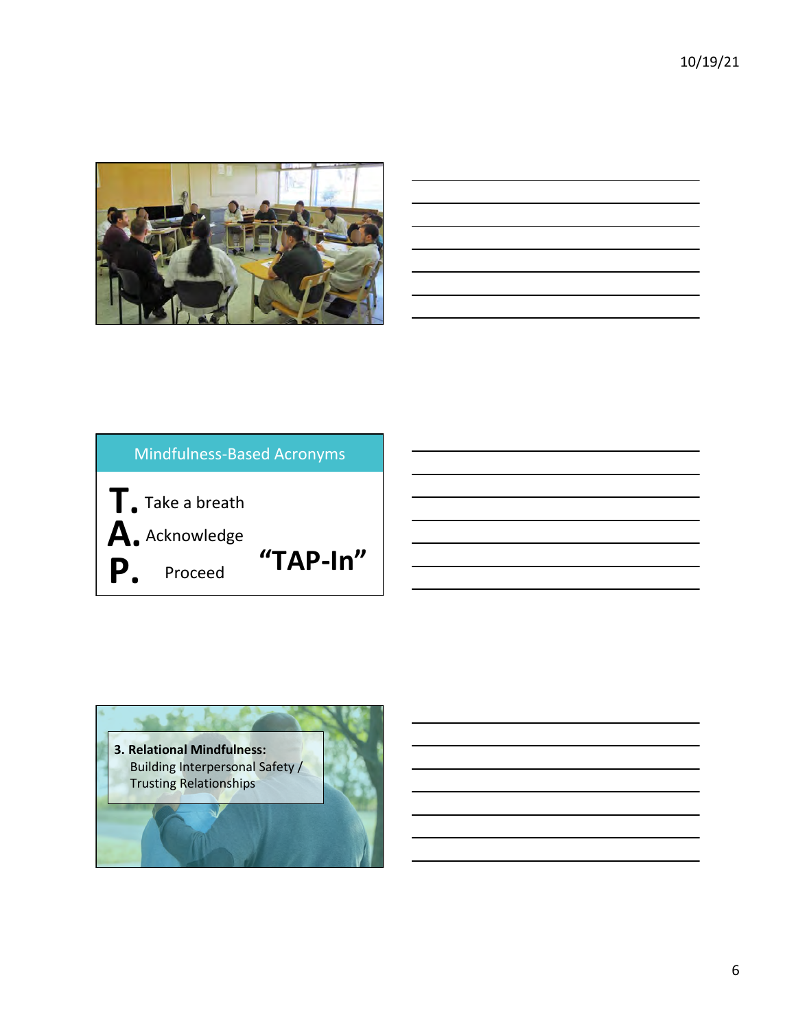## Mindfulness-Based Acronyms

**T.** Take a breath

**A.** Acknowledge

**P.** Proceed

**"TAP-In"**

**3. Relational Mindfulness:**
Building Interpersonal Safety / Trusting Relationships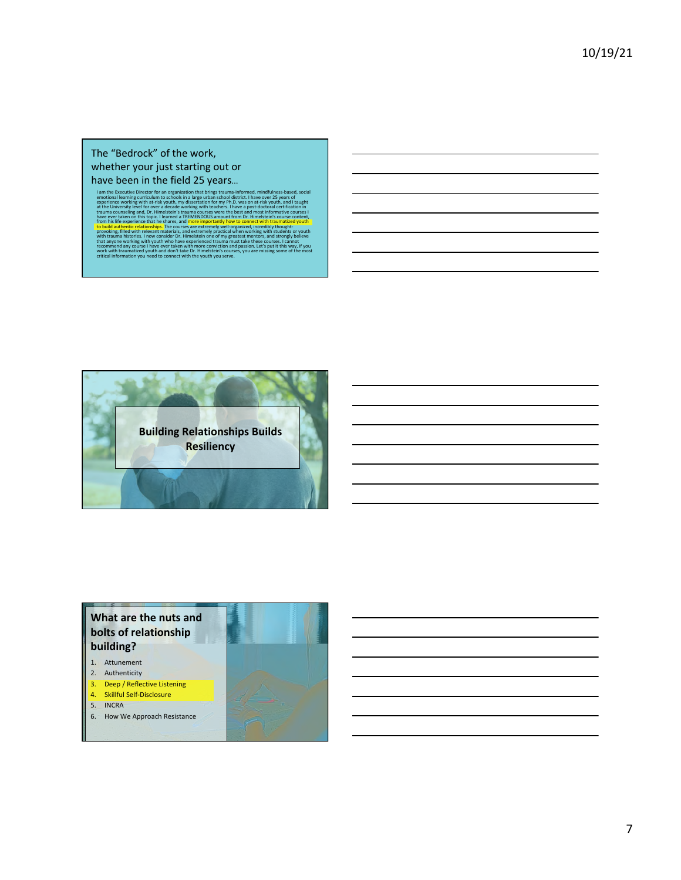## The "Bedrock" of the work, whether your just starting out or have been in the field 25 years…

I am the Executive Director for an organization that brings trauma-informed, mindfulness-based, social emotional learning curriculum to schools in a large urban school district. I have over 25 years of experience working with at-risk youth, my dissertation for my Ph.D. was on at-risk youth, and I taught at the University level for over a decade working with teachers. I have a post-doctoral certification in trauma counseling and, Dr. Himelstein's trauma courses were the best and most informative courses I have ever taken on this topic. I learned a TREMENDOUS amount from Dr. Himelstein's course content, from his life experience that he shares, and more importantly how to connect with traumatized youth to build authentic relationships. The courses are extremely well-organized, incredibly thought-provoking, filled with relevant materials, and extremely practical when working with students or youth with trauma histories. I now consider Dr. Himelstein one of my greatest mentors, and strongly believe that anyone working with youth who have experienced trauma must take these courses. I cannot recommend any course I have ever taken with more conviction and passion. Let's put it this way, if you work with traumatized youth and don't take Dr. Himelstein's courses, you are missing some of the most critical information you need to connect with the youth you serve.

## Building Relationships Builds Resiliency

## What are the nuts and bolts of relationship building?

1. Attunement
2. Authenticity
3. Deep / Reflective Listening
4. Skillful Self-Disclosure
5. INCRA
6. How We Approach Resistance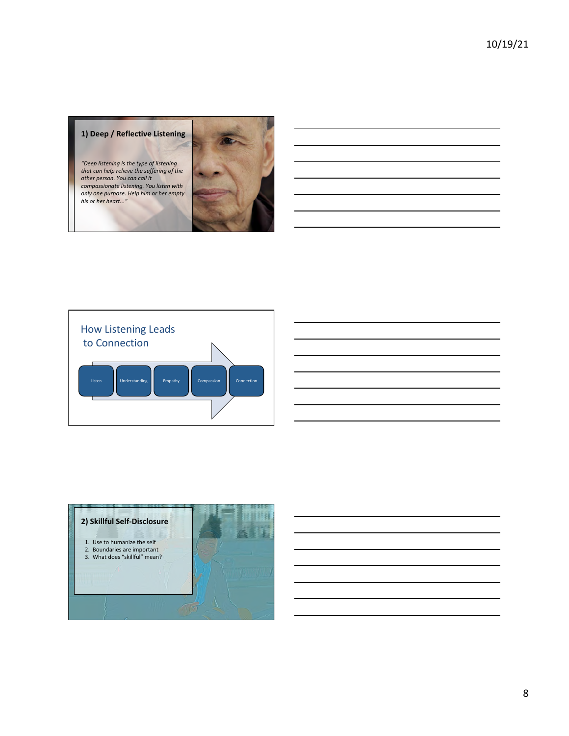## 1) Deep / Reflective Listening

*"Deep listening is the type of listening that can help relieve the suffering of the other person. You can call it compassionate listening. You listen with only one purpose. Help him or her empty his or her heart..."*

## How Listening Leads to Connection

Listen → Understanding → Empathy → Compassion → Connection

## 2) Skillful Self-Disclosure

1. Use to humanize the self
2. Boundaries are important
3. What does "skillful" mean?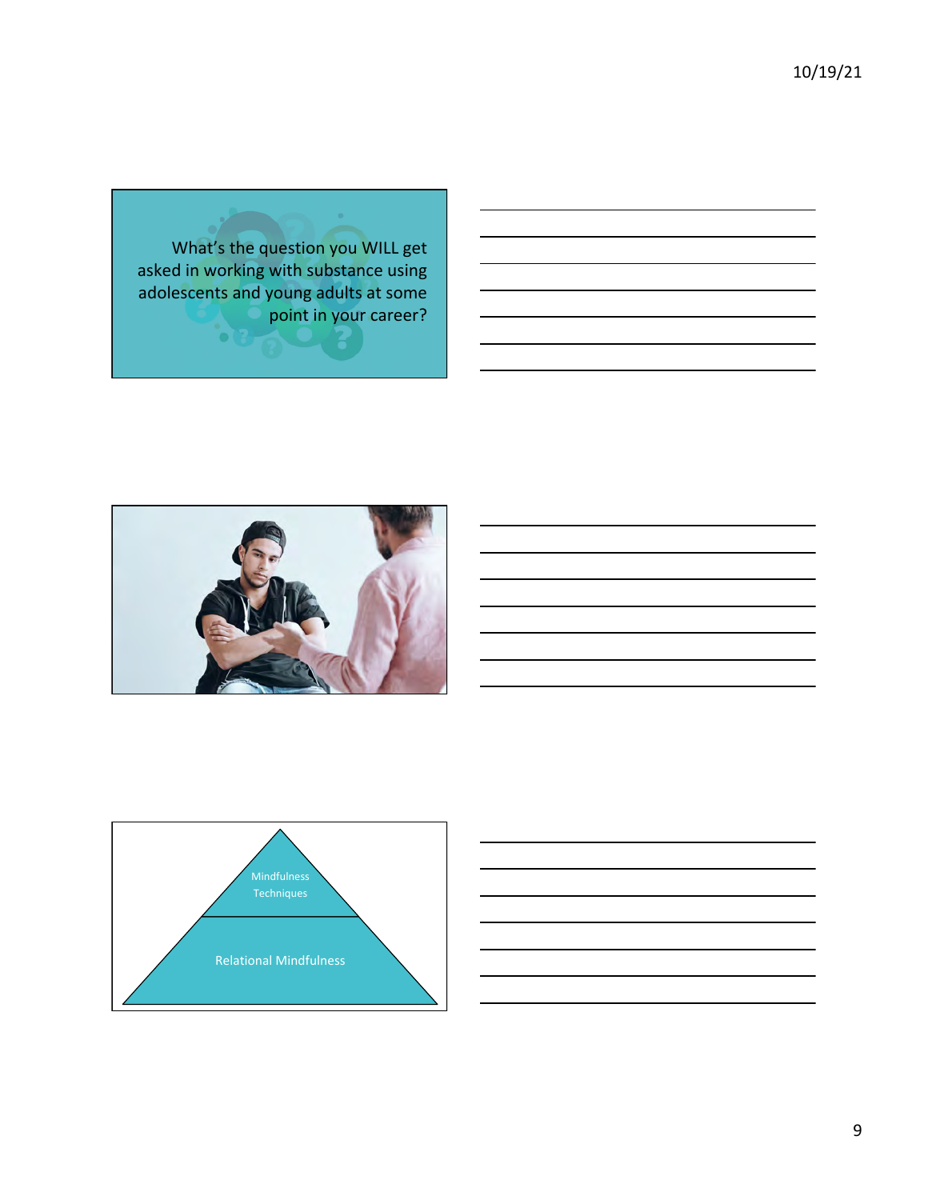What's the question you WILL get asked in working with substance using adolescents and young adults at some point in your career?

Mindfulness Techniques

Relational Mindfulness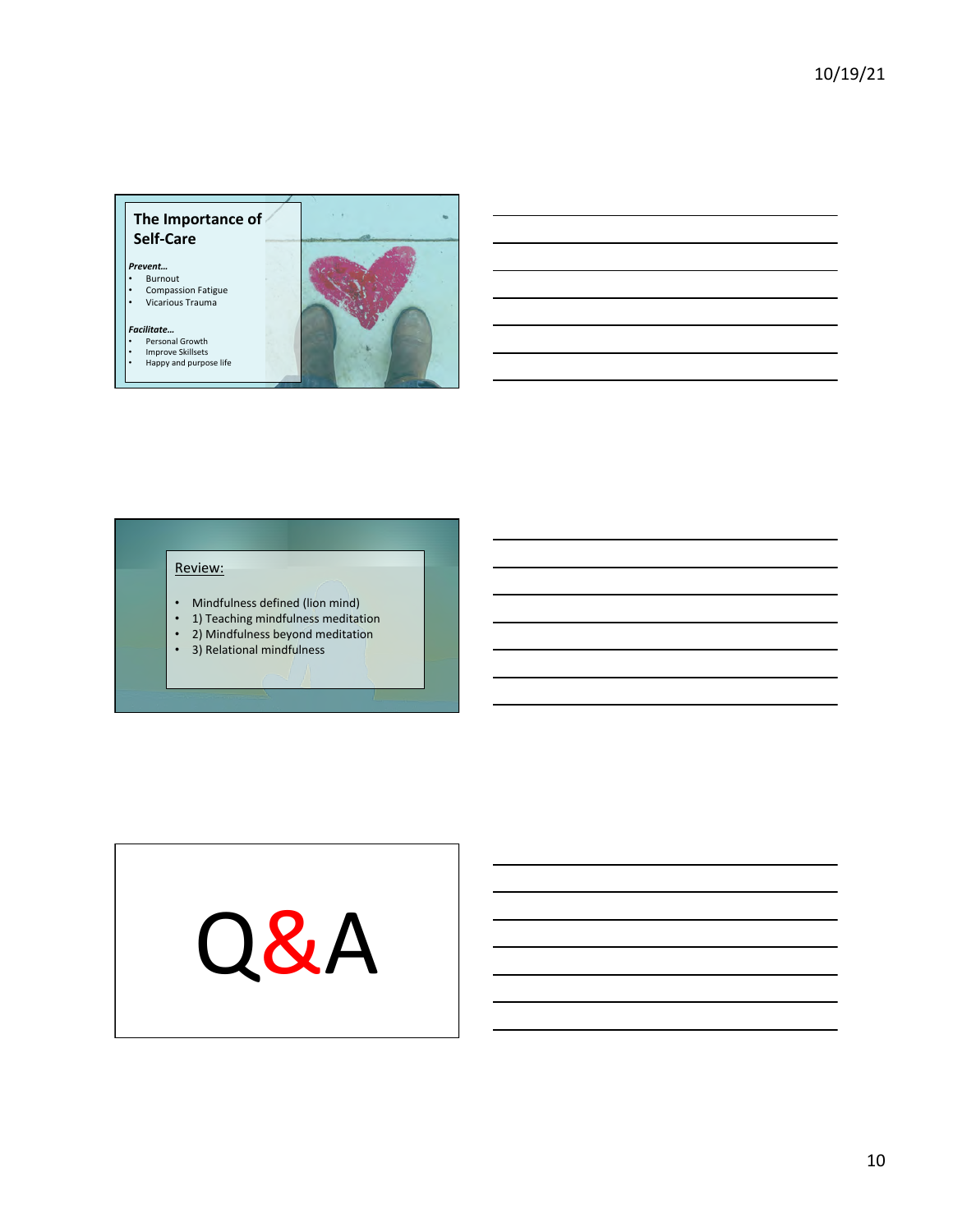## The Importance of Self-Care

***Prevent…***

- Burnout
- Compassion Fatigue
- Vicarious Trauma

***Facilitate…***

- Personal Growth
- Improve Skillsets
- Happy and purpose life

Review:

- Mindfulness defined (lion mind)
- 1) Teaching mindfulness meditation
- 2) Mindfulness beyond meditation
- 3) Relational mindfulness

# Q&A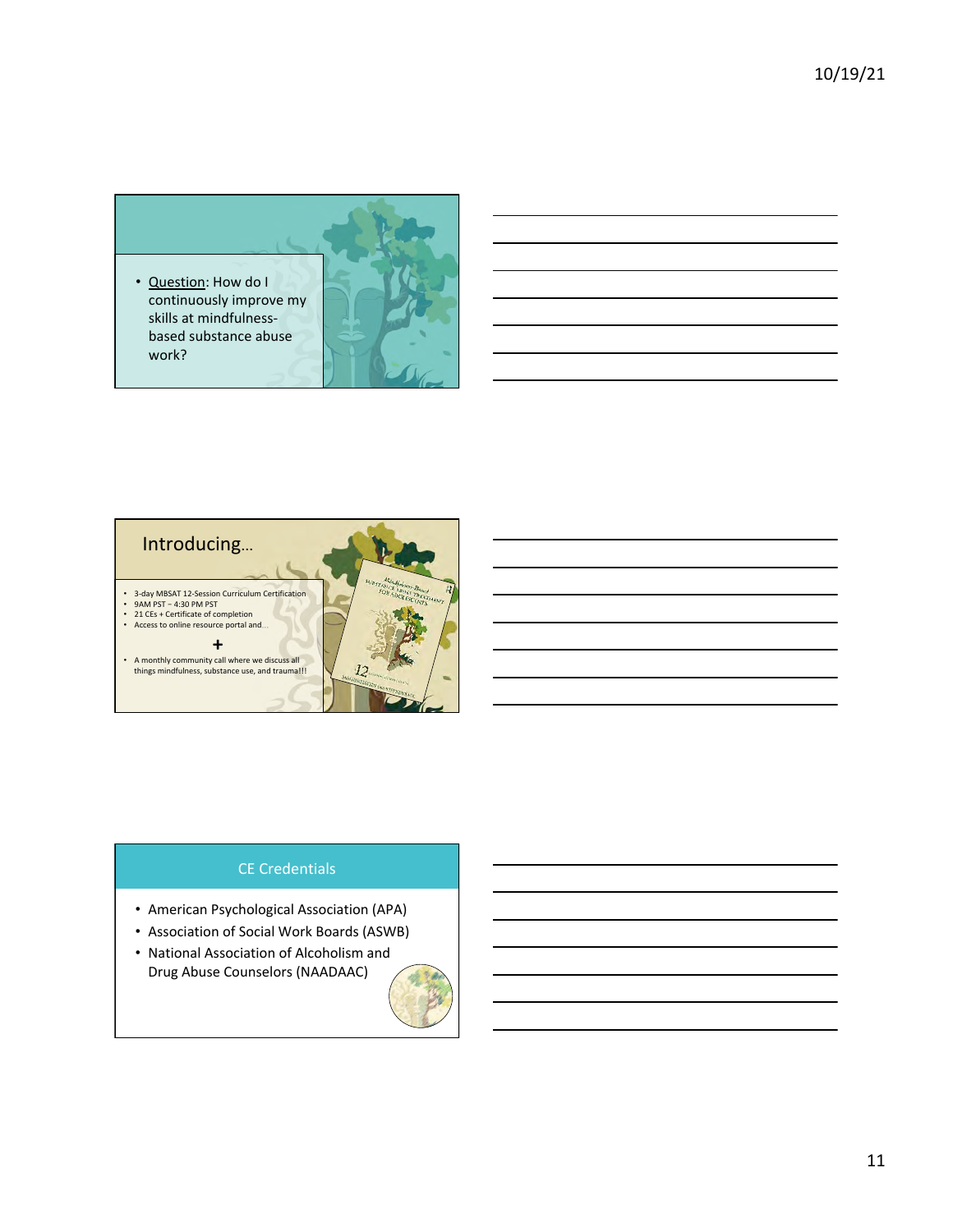- Question: How do I continuously improve my skills at mindfulness-based substance abuse work?

## Introducing…

- 3-day MBSAT 12-Session Curriculum Certification
- 9AM PST – 4:30 PM PST
- 21 CEs + Certificate of completion
- Access to online resource portal and…

+

- A monthly community call where we discuss all things mindfulness, substance use, and trauma!!!

## CE Credentials

- American Psychological Association (APA)
- Association of Social Work Boards (ASWB)
- National Association of Alcoholism and Drug Abuse Counselors (NAADAC)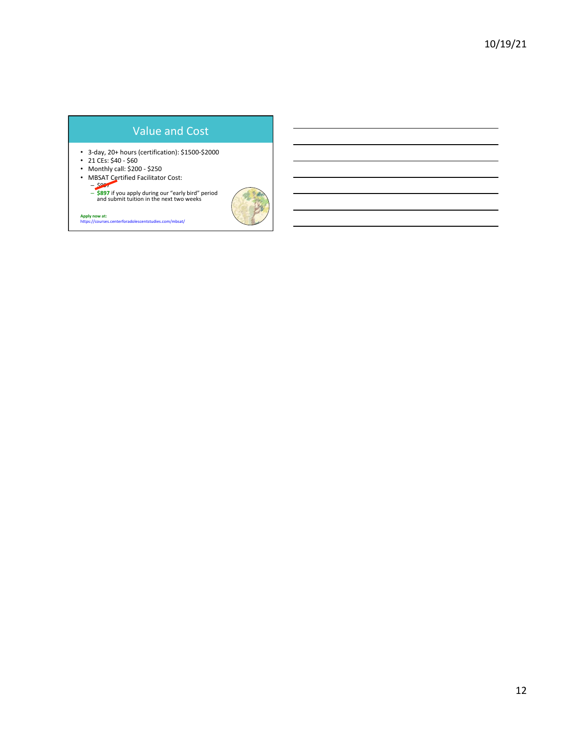## Value and Cost

- 3-day, 20+ hours (certification): $1500-$2000
- 21 CEs: $40 - $60
- Monthly call: $200 - $250
- MBSAT Certified Facilitator Cost:
  - ~~$997~~
  - **$897** if you apply during our "early bird" period and submit tuition in the next two weeks

**Apply now at:**
https://courses.centerforadolescentstudies.com/mbsat/